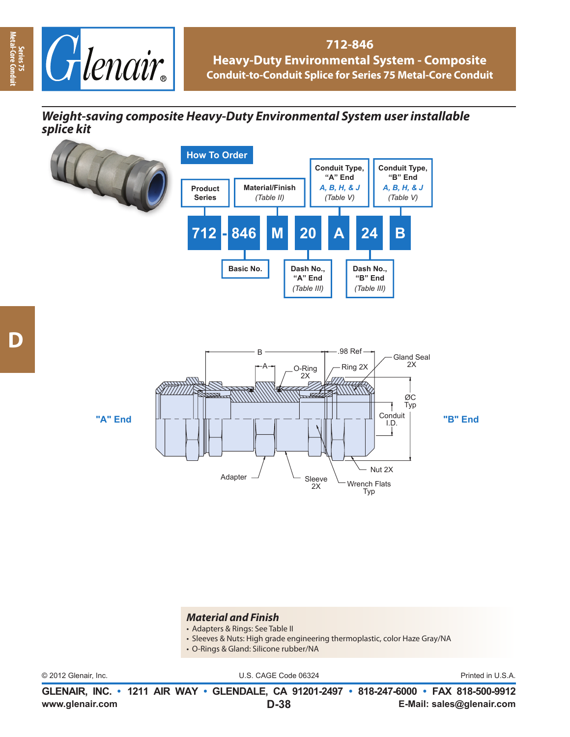# 712-846

## Heavy-Duty Environmental System - Composite

### Conduit-to-Conduit Splice for Series 75 Metal-Core Conduit

***Weight-saving composite Heavy-Duty Environmental System user installable splice kit***

## How To Order

| 712 | - | 846 | M | 20 | A | 24 | B |
|---|---|---|---|---|---|---|---|
| Product Series | | Basic No. | Material/Finish (Table II) | Dash No., "A" End (Table III) | Conduit Type, "A" End A, B, H, & J (Table V) | Dash No., "B" End (Table III) | Conduit Type, "B" End A, B, H, & J (Table V) |

"A" End

B — A — .98 Ref — O-Ring 2X — Ring 2X — Gland Seal 2X — ØC Typ — Conduit I.D. — Nut 2X — Wrench Flats Typ — Sleeve 2X — Adapter

"B" End

## Material and Finish

- Adapters & Rings: See Table II
- Sleeves & Nuts: High grade engineering thermoplastic, color Haze Gray/NA
- O-Rings & Gland: Silicone rubber/NA

© 2012 Glenair, Inc. U.S. CAGE Code 06324 Printed in U.S.A.

**GLENAIR, INC. • 1211 AIR WAY • GLENDALE, CA 91201-2497 • 818-247-6000 • FAX 818-500-9912**

**www.glenair.com** **E-Mail: sales@glenair.com**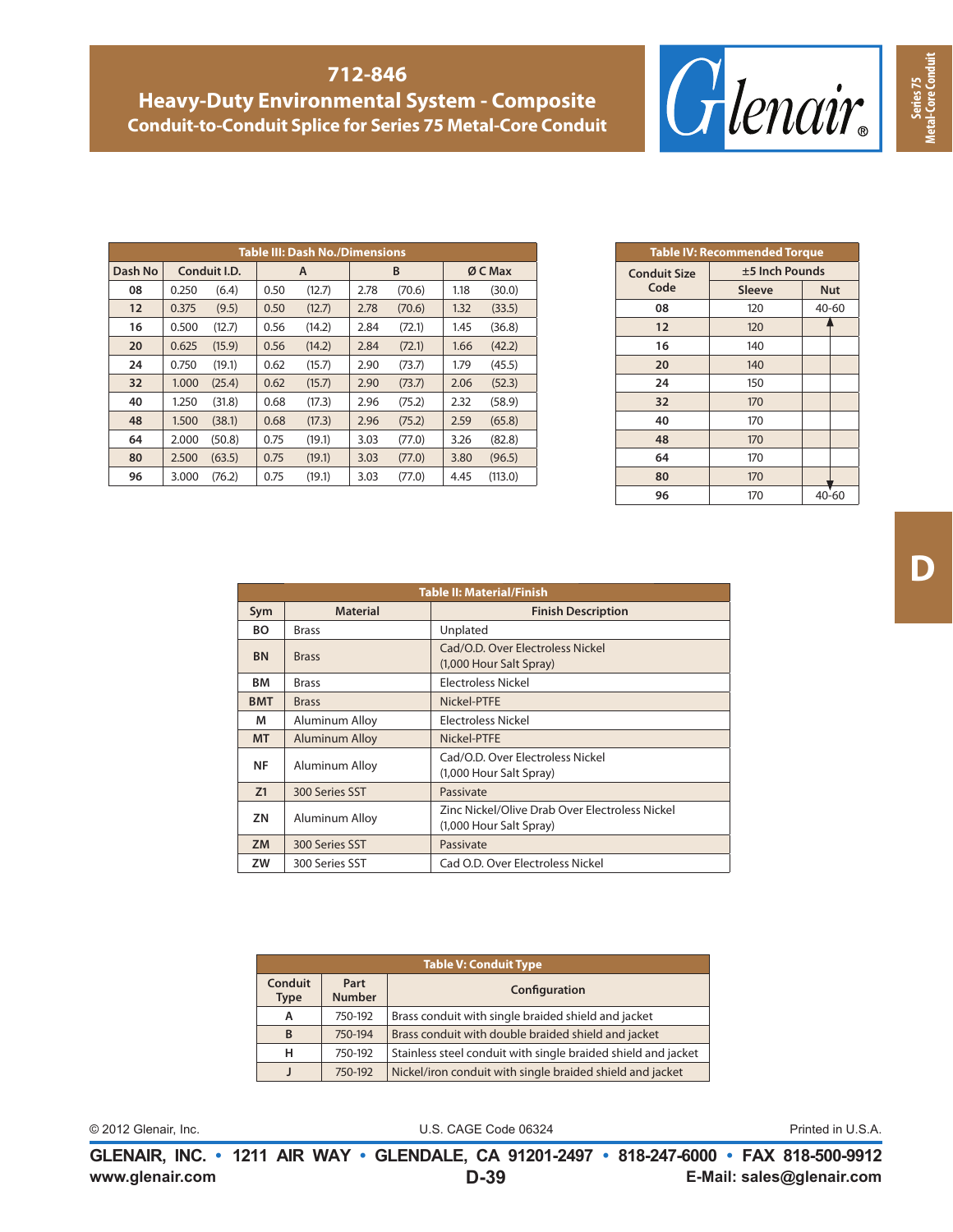# 712-846

## Heavy-Duty Environmental System - Composite

### Conduit-to-Conduit Splice for Series 75 Metal-Core Conduit

| Table III: Dash No./Dimensions | | | | | | | | | |
|---|---|---|---|---|---|---|---|---|---|
| Dash No | Conduit I.D. | | A | | B | | Ø C Max | | |
| 08 | 0.250 | (6.4) | 0.50 | (12.7) | 2.78 | (70.6) | 1.18 | (30.0) |
| 12 | 0.375 | (9.5) | 0.50 | (12.7) | 2.78 | (70.6) | 1.32 | (33.5) |
| 16 | 0.500 | (12.7) | 0.56 | (14.2) | 2.84 | (72.1) | 1.45 | (36.8) |
| 20 | 0.625 | (15.9) | 0.56 | (14.2) | 2.84 | (72.1) | 1.66 | (42.2) |
| 24 | 0.750 | (19.1) | 0.62 | (15.7) | 2.90 | (73.7) | 1.79 | (45.5) |
| 32 | 1.000 | (25.4) | 0.62 | (15.7) | 2.90 | (73.7) | 2.06 | (52.3) |
| 40 | 1.250 | (31.8) | 0.68 | (17.3) | 2.96 | (75.2) | 2.32 | (58.9) |
| 48 | 1.500 | (38.1) | 0.68 | (17.3) | 2.96 | (75.2) | 2.59 | (65.8) |
| 64 | 2.000 | (50.8) | 0.75 | (19.1) | 3.03 | (77.0) | 3.26 | (82.8) |
| 80 | 2.500 | (63.5) | 0.75 | (19.1) | 3.03 | (77.0) | 3.80 | (96.5) |
| 96 | 3.000 | (76.2) | 0.75 | (19.1) | 3.03 | (77.0) | 4.45 | (113.0) |

| Table IV: Recommended Torque | | |
|---|---|---|
| Conduit Size Code | ±5 Inch Pounds | |
| | Sleeve | Nut |
| 08 | 120 | 40-60 |
| 12 | 120 | ↑ |
| 16 | 140 | |
| 20 | 140 | |
| 24 | 150 | |
| 32 | 170 | |
| 40 | 170 | |
| 48 | 170 | |
| 64 | 170 | |
| 80 | 170 | ↓ |
| 96 | 170 | 40-60 |

| Table II: Material/Finish | | |
|---|---|---|
| Sym | Material | Finish Description |
| BO | Brass | Unplated |
| BN | Brass | Cad/O.D. Over Electroless Nickel (1,000 Hour Salt Spray) |
| BM | Brass | Electroless Nickel |
| BMT | Brass | Nickel-PTFE |
| M | Aluminum Alloy | Electroless Nickel |
| MT | Aluminum Alloy | Nickel-PTFE |
| NF | Aluminum Alloy | Cad/O.D. Over Electroless Nickel (1,000 Hour Salt Spray) |
| Z1 | 300 Series SST | Passivate |
| ZN | Aluminum Alloy | Zinc Nickel/Olive Drab Over Electroless Nickel (1,000 Hour Salt Spray) |
| ZM | 300 Series SST | Passivate |
| ZW | 300 Series SST | Cad O.D. Over Electroless Nickel |

| Table V: Conduit Type | | |
|---|---|---|
| Conduit Type | Part Number | Configuration |
| A | 750-192 | Brass conduit with single braided shield and jacket |
| B | 750-194 | Brass conduit with double braided shield and jacket |
| H | 750-192 | Stainless steel conduit with single braided shield and jacket |
| J | 750-192 | Nickel/iron conduit with single braided shield and jacket |

© 2012 Glenair, Inc. U.S. CAGE Code 06324 Printed in U.S.A.

GLENAIR, INC. • 1211 AIR WAY • GLENDALE, CA 91201-2497 • 818-247-6000 • FAX 818-500-9912
www.glenair.com E-Mail: sales@glenair.com